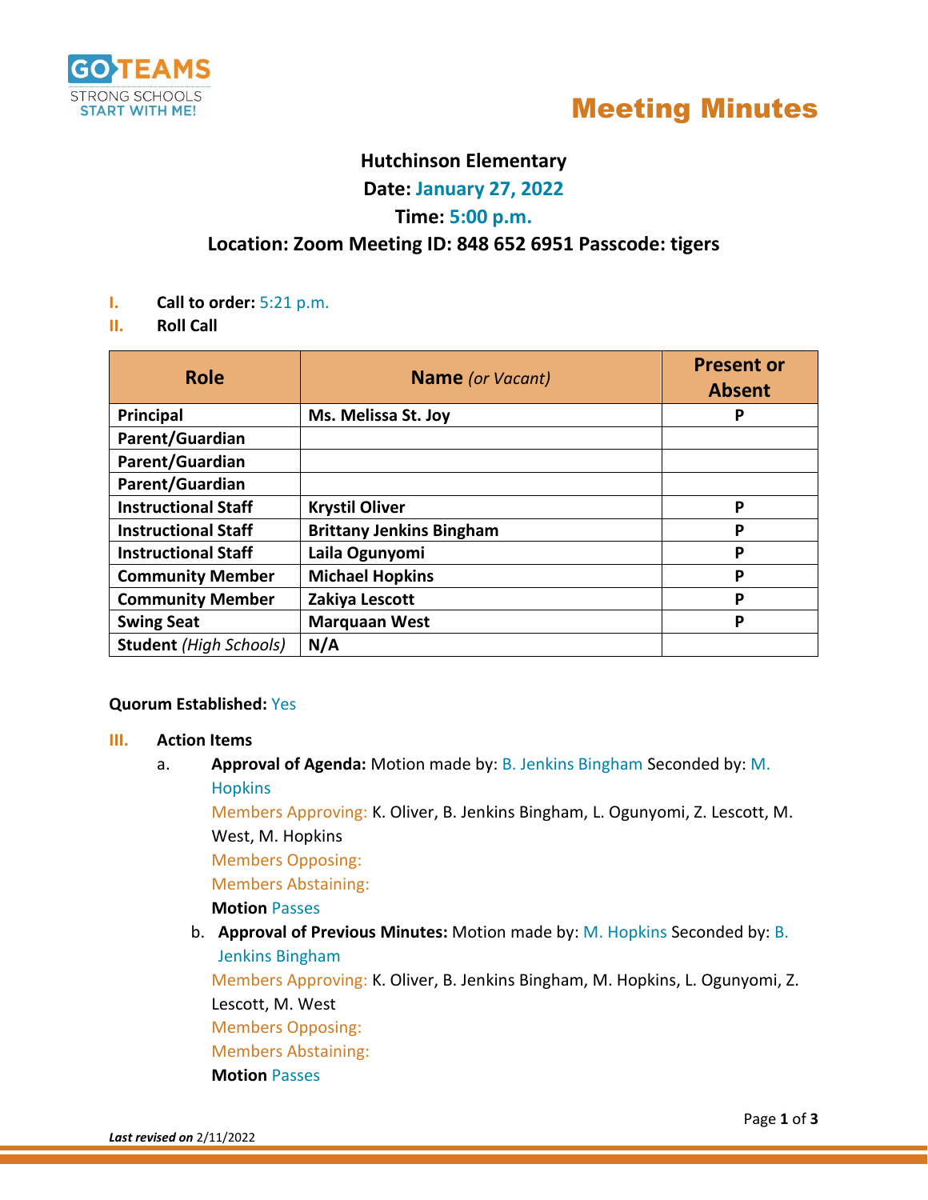GO TEAMS
STRONG SCHOOLS
START WITH ME!

# Meeting Minutes

## Hutchinson Elementary

**Date:** January 27, 2022

**Time:** 5:00 p.m.

**Location: Zoom Meeting ID: 848 652 6951 Passcode: tigers**

I. **Call to order:** 5:21 p.m.

II. **Roll Call**

| Role | Name *(or Vacant)* | Present or Absent |
|---|---|---|
| **Principal** | **Ms. Melissa St. Joy** | **P** |
| **Parent/Guardian** | | |
| **Parent/Guardian** | | |
| **Parent/Guardian** | | |
| **Instructional Staff** | **Krystil Oliver** | **P** |
| **Instructional Staff** | **Brittany Jenkins Bingham** | **P** |
| **Instructional Staff** | **Laila Ogunyomi** | **P** |
| **Community Member** | **Michael Hopkins** | **P** |
| **Community Member** | **Zakiya Lescott** | **P** |
| **Swing Seat** | **Marquaan West** | **P** |
| **Student** *(High Schools)* | **N/A** | |

**Quorum Established:** Yes

III. **Action Items**

a. **Approval of Agenda:** Motion made by: B. Jenkins Bingham Seconded by: M. Hopkins
   Members Approving: K. Oliver, B. Jenkins Bingham, L. Ogunyomi, Z. Lescott, M. West, M. Hopkins
   Members Opposing:
   Members Abstaining:
   **Motion** Passes

b. **Approval of Previous Minutes:** Motion made by: M. Hopkins Seconded by: B. Jenkins Bingham
   Members Approving: K. Oliver, B. Jenkins Bingham, M. Hopkins, L. Ogunyomi, Z. Lescott, M. West
   Members Opposing:
   Members Abstaining:
   **Motion** Passes

***Last revised on*** 2/11/2022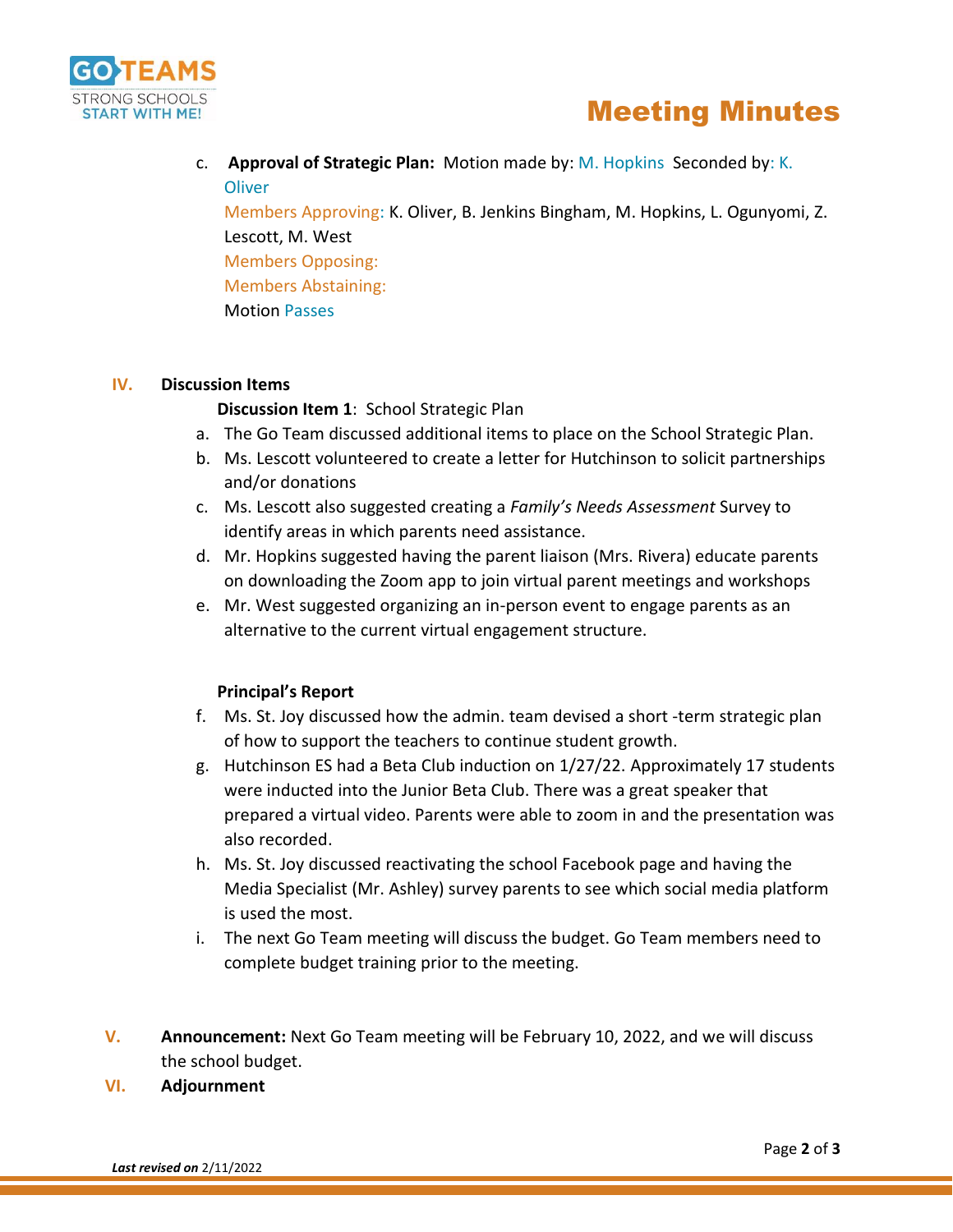c. **Approval of Strategic Plan:** Motion made by: M. Hopkins Seconded by: K. Oliver

Members Approving: K. Oliver, B. Jenkins Bingham, M. Hopkins, L. Ogunyomi, Z. Lescott, M. West

Members Opposing:

Members Abstaining:

Motion Passes

## IV. Discussion Items

**Discussion Item 1**: School Strategic Plan

a. The Go Team discussed additional items to place on the School Strategic Plan.
b. Ms. Lescott volunteered to create a letter for Hutchinson to solicit partnerships and/or donations
c. Ms. Lescott also suggested creating a *Family's Needs Assessment* Survey to identify areas in which parents need assistance.
d. Mr. Hopkins suggested having the parent liaison (Mrs. Rivera) educate parents on downloading the Zoom app to join virtual parent meetings and workshops
e. Mr. West suggested organizing an in-person event to engage parents as an alternative to the current virtual engagement structure.

**Principal's Report**

f. Ms. St. Joy discussed how the admin. team devised a short -term strategic plan of how to support the teachers to continue student growth.
g. Hutchinson ES had a Beta Club induction on 1/27/22. Approximately 17 students were inducted into the Junior Beta Club. There was a great speaker that prepared a virtual video. Parents were able to zoom in and the presentation was also recorded.
h. Ms. St. Joy discussed reactivating the school Facebook page and having the Media Specialist (Mr. Ashley) survey parents to see which social media platform is used the most.
i. The next Go Team meeting will discuss the budget. Go Team members need to complete budget training prior to the meeting.

## V. Announcement:

Next Go Team meeting will be February 10, 2022, and we will discuss the school budget.

## VI. Adjournment

***Last revised on*** 2/11/2022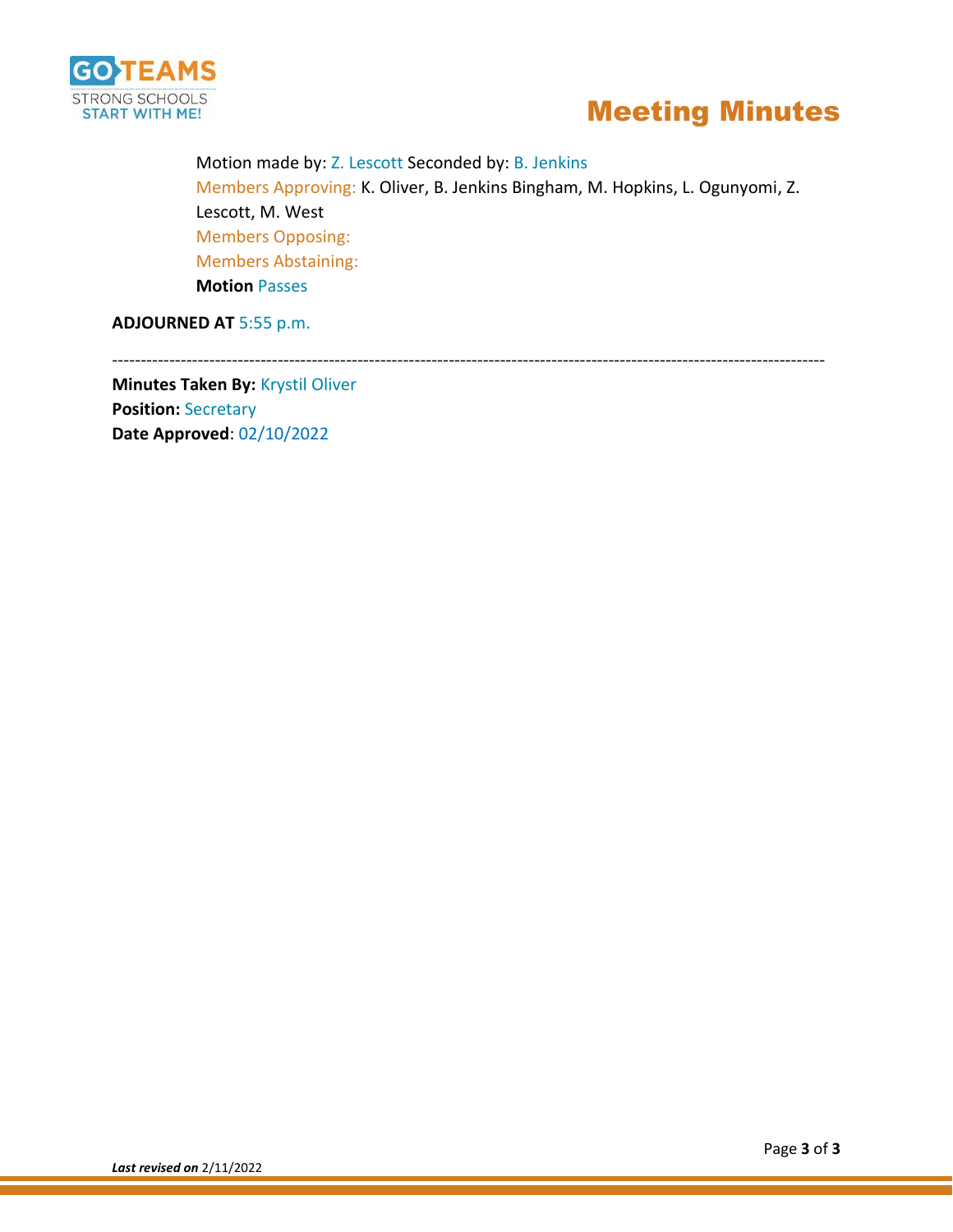Motion made by: Z. Lescott Seconded by: B. Jenkins

Members Approving: K. Oliver, B. Jenkins Bingham, M. Hopkins, L. Ogunyomi, Z. Lescott, M. West

Members Opposing:

Members Abstaining:

**Motion** Passes

**ADJOURNED AT** 5:55 p.m.

---

**Minutes Taken By:** Krystil Oliver

**Position:** Secretary

**Date Approved**: 02/10/2022

***Last revised on*** 2/11/2022